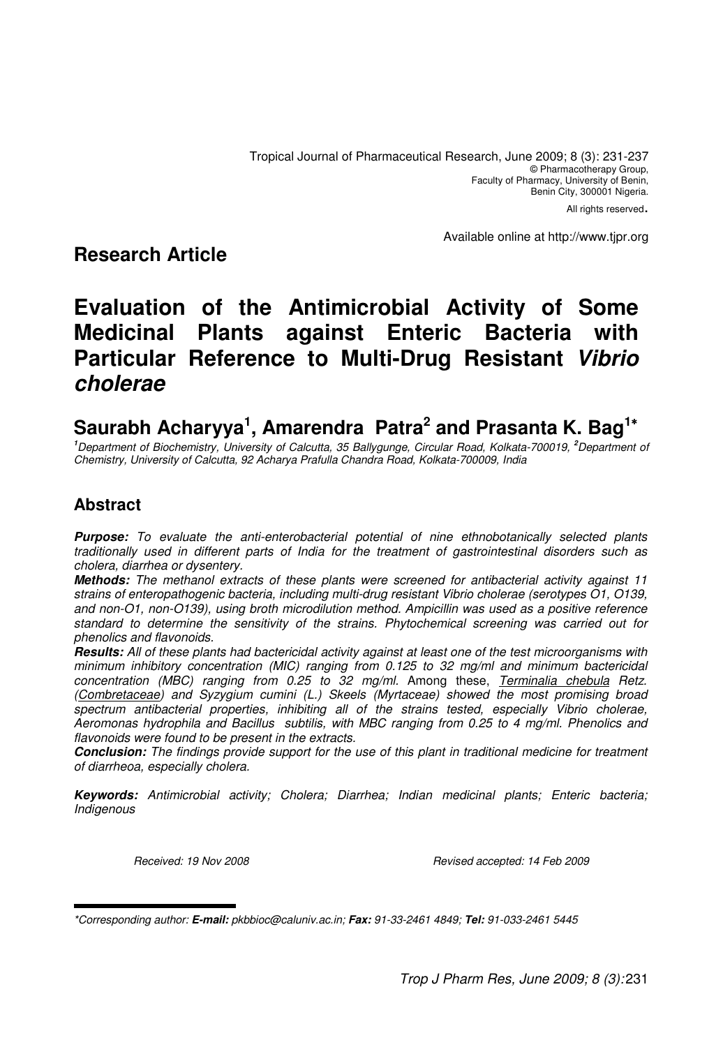Tropical Journal of Pharmaceutical Research, June 2009; 8 (3): 231-237
© Pharmacotherapy Group,
Faculty of Pharmacy, University of Benin,
Benin City, 300001 Nigeria.
All rights reserved.

Available online at http://www.tjpr.org

**Research Article**

# Evaluation of the Antimicrobial Activity of Some Medicinal Plants against Enteric Bacteria with Particular Reference to Multi-Drug Resistant *Vibrio cholerae*

## Saurabh Acharyya[1], Amarendra Patra[2] and Prasanta K. Bag[1*]

[1]Department of Biochemistry, University of Calcutta, 35 Ballygunge, Circular Road, Kolkata-700019, [2]Department of Chemistry, University of Calcutta, 92 Acharya Prafulla Chandra Road, Kolkata-700009, India

## Abstract

***Purpose:*** *To evaluate the anti-enterobacterial potential of nine ethnobotanically selected plants traditionally used in different parts of India for the treatment of gastrointestinal disorders such as cholera, diarrhea or dysentery.*

***Methods:*** *The methanol extracts of these plants were screened for antibacterial activity against 11 strains of enteropathogenic bacteria, including multi-drug resistant Vibrio cholerae (serotypes O1, O139, and non-O1, non-O139), using broth microdilution method. Ampicillin was used as a positive reference standard to determine the sensitivity of the strains. Phytochemical screening was carried out for phenolics and flavonoids.*

***Results:*** *All of these plants had bactericidal activity against at least one of the test microorganisms with minimum inhibitory concentration (MIC) ranging from 0.125 to 32 mg/ml and minimum bactericidal concentration (MBC) ranging from 0.25 to 32 mg/ml.* Among these, Terminalia chebula Retz. (Combretaceae) *and Syzygium cumini (L.) Skeels (Myrtaceae) showed the most promising broad spectrum antibacterial properties, inhibiting all of the strains tested, especially Vibrio cholerae, Aeromonas hydrophila and Bacillus subtilis, with MBC ranging from 0.25 to 4 mg/ml. Phenolics and flavonoids were found to be present in the extracts.*

***Conclusion:*** *The findings provide support for the use of this plant in traditional medicine for treatment of diarrheoa, especially cholera.*

***Keywords:*** *Antimicrobial activity; Cholera; Diarrhea; Indian medicinal plants; Enteric bacteria; Indigenous*

*Received: 19 Nov 2008* *Revised accepted: 14 Feb 2009*

---

*\*Corresponding author: **E-mail:** pkbbioc@caluniv.ac.in; **Fax:** 91-33-2461 4849; **Tel:** 91-033-2461 5445*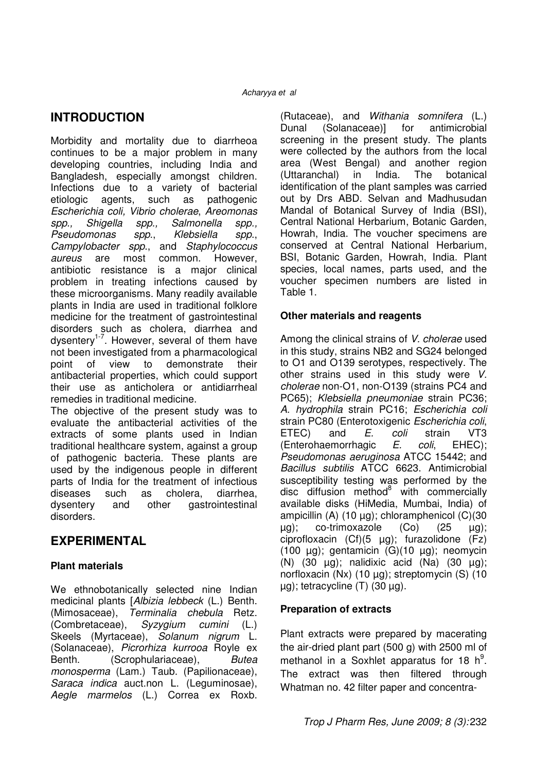## INTRODUCTION

Morbidity and mortality due to diarrheoa continues to be a major problem in many developing countries, including India and Bangladesh, especially amongst children. Infections due to a variety of bacterial etiologic agents, such as pathogenic *Escherichia coli, Vibrio cholerae*, *Areomonas spp., Shigella spp., Salmonella spp., Pseudomonas spp.*, *Klebsiella spp.*, *Campylobacter spp.*, and *Staphylococcus aureus* are most common. However, antibiotic resistance is a major clinical problem in treating infections caused by these microorganisms. Many readily available plants in India are used in traditional folklore medicine for the treatment of gastrointestinal disorders such as cholera, diarrhea and dysentery[1-7]. However, several of them have not been investigated from a pharmacological point of view to demonstrate their antibacterial properties, which could support their use as anticholera or antidiarrheal remedies in traditional medicine.

The objective of the present study was to evaluate the antibacterial activities of the extracts of some plants used in Indian traditional healthcare system, against a group of pathogenic bacteria. These plants are used by the indigenous people in different parts of India for the treatment of infectious diseases such as cholera, diarrhea, dysentery and other gastrointestinal disorders.

## EXPERIMENTAL

### Plant materials

We ethnobotanically selected nine Indian medicinal plants [*Albizia lebbeck* (L.) Benth. (Mimosaceae), *Terminalia chebula* Retz. (Combretaceae), *Syzygium cumini* (L.) Skeels (Myrtaceae), *Solanum nigrum* L. (Solanaceae), *Picrorhiza kurrooa* Royle ex Benth. (Scrophulariaceae), *Butea monosperma* (Lam.) Taub. (Papilionaceae), *Saraca indica* auct.non L. (Leguminosae), *Aegle marmelos* (L.) Correa ex Roxb. (Rutaceae), and *Withania somnifera* (L.) Dunal (Solanaceae)] for antimicrobial screening in the present study. The plants were collected by the authors from the local area (West Bengal) and another region (Uttaranchal) in India. The botanical identification of the plant samples was carried out by Drs ABD. Selvan and Madhusudan Mandal of Botanical Survey of India (BSI), Central National Herbarium, Botanic Garden, Howrah, India. The voucher specimens are conserved at Central National Herbarium, BSI, Botanic Garden, Howrah, India. Plant species, local names, parts used, and the voucher specimen numbers are listed in Table 1.

### Other materials and reagents

Among the clinical strains of *V. cholerae* used in this study, strains NB2 and SG24 belonged to O1 and O139 serotypes, respectively. The other strains used in this study were *V. cholerae* non-O1, non-O139 (strains PC4 and PC65); *Klebsiella pneumoniae* strain PC36; *A. hydrophila* strain PC16; *Escherichia coli* strain PC80 (Enterotoxigenic *Escherichia coli*, ETEC) and *E. coli* strain VT3 (Enterohaemorrhagic *E. coli*, EHEC); *Pseudomonas aeruginosa* ATCC 15442; and *Bacillus subtilis* ATCC 6623. Antimicrobial susceptibility testing was performed by the disc diffusion method[8] with commercially available disks (HiMedia, Mumbai, India) of ampicillin (A) (10 µg); chloramphenicol (C)(30 µg); co-trimoxazole (Co) (25 µg); ciprofloxacin (Cf)(5 µg); furazolidone (Fz) (100 µg); gentamicin (G)(10 µg); neomycin (N) (30 µg); nalidixic acid (Na) (30 µg); norfloxacin (Nx) (10 µg); streptomycin (S) (10 µg); tetracycline (T) (30 µg).

### Preparation of extracts

Plant extracts were prepared by macerating the air-dried plant part (500 g) with 2500 ml of methanol in a Soxhlet apparatus for 18 h[9]. The extract was then filtered through Whatman no. 42 filter paper and concentra-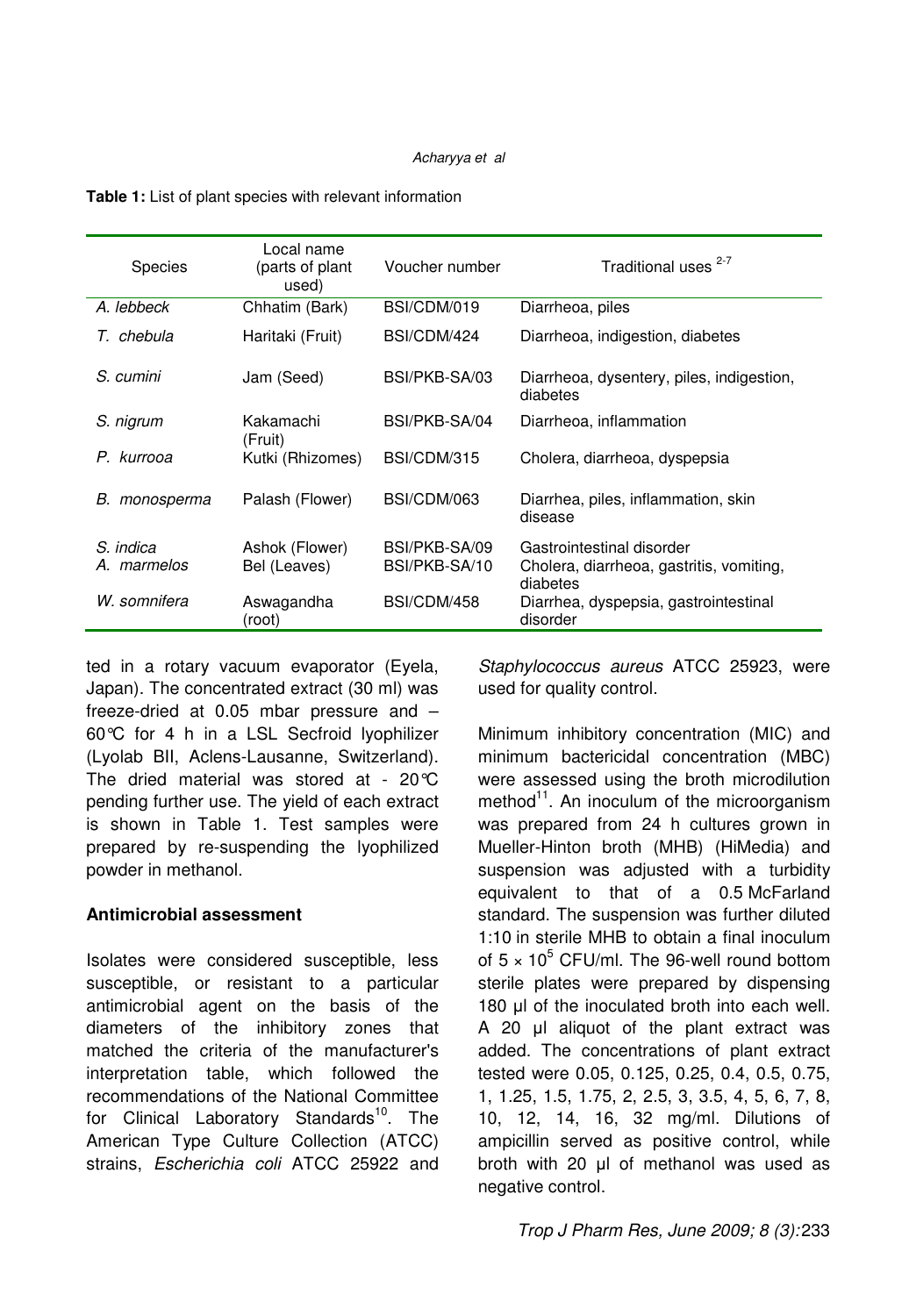**Table 1:** List of plant species with relevant information

| Species | Local name (parts of plant used) | Voucher number | Traditional uses [2-7] |
|---|---|---|---|
| *A. lebbeck* | Chhatim (Bark) | BSI/CDM/019 | Diarrheoa, piles |
| *T. chebula* | Haritaki (Fruit) | BSI/CDM/424 | Diarrheoa, indigestion, diabetes |
| *S. cumini* | Jam (Seed) | BSI/PKB-SA/03 | Diarrheoa, dysentery, piles, indigestion, diabetes |
| *S. nigrum* | Kakamachi (Fruit) | BSI/PKB-SA/04 | Diarrheoa, inflammation |
| *P. kurrooa* | Kutki (Rhizomes) | BSI/CDM/315 | Cholera, diarrheoa, dyspepsia |
| *B. monosperma* | Palash (Flower) | BSI/CDM/063 | Diarrhea, piles, inflammation, skin disease |
| *S. indica* | Ashok (Flower) | BSI/PKB-SA/09 | Gastrointestinal disorder |
| *A. marmelos* | Bel (Leaves) | BSI/PKB-SA/10 | Cholera, diarrheoa, gastritis, vomiting, diabetes |
| *W. somnifera* | Aswagandha (root) | BSI/CDM/458 | Diarrhea, dyspepsia, gastrointestinal disorder |

ted in a rotary vacuum evaporator (Eyela, Japan). The concentrated extract (30 ml) was freeze-dried at 0.05 mbar pressure and –60°C for 4 h in a LSL Secfroid lyophilizer (Lyolab BII, Aclens-Lausanne, Switzerland). The dried material was stored at - 20°C pending further use. The yield of each extract is shown in Table 1. Test samples were prepared by re-suspending the lyophilized powder in methanol.

**Antimicrobial assessment**

Isolates were considered susceptible, less susceptible, or resistant to a particular antimicrobial agent on the basis of the diameters of the inhibitory zones that matched the criteria of the manufacturer's interpretation table, which followed the recommendations of the National Committee for Clinical Laboratory Standards[10]. The American Type Culture Collection (ATCC) strains, *Escherichia coli* ATCC 25922 and *Staphylococcus aureus* ATCC 25923, were used for quality control.

Minimum inhibitory concentration (MIC) and minimum bactericidal concentration (MBC) were assessed using the broth microdilution method[11]. An inoculum of the microorganism was prepared from 24 h cultures grown in Mueller-Hinton broth (MHB) (HiMedia) and suspension was adjusted with a turbidity equivalent to that of a 0.5 McFarland standard. The suspension was further diluted 1:10 in sterile MHB to obtain a final inoculum of $5 \times 10^5$ CFU/ml. The 96-well round bottom sterile plates were prepared by dispensing 180 µl of the inoculated broth into each well. A 20 µl aliquot of the plant extract was added. The concentrations of plant extract tested were 0.05, 0.125, 0.25, 0.4, 0.5, 0.75, 1, 1.25, 1.5, 1.75, 2, 2.5, 3, 3.5, 4, 5, 6, 7, 8, 10, 12, 14, 16, 32 mg/ml. Dilutions of ampicillin served as positive control, while broth with 20 µl of methanol was used as negative control.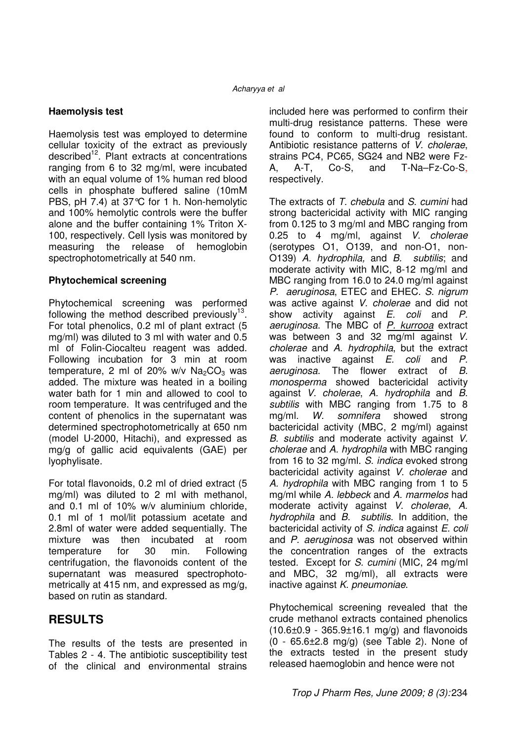**Haemolysis test**

Haemolysis test was employed to determine cellular toxicity of the extract as previously described[12]. Plant extracts at concentrations ranging from 6 to 32 mg/ml, were incubated with an equal volume of 1% human red blood cells in phosphate buffered saline (10mM PBS, pH 7.4) at 37°C for 1 h. Non-hemolytic and 100% hemolytic controls were the buffer alone and the buffer containing 1% Triton X-100, respectively. Cell lysis was monitored by measuring the release of hemoglobin spectrophotometrically at 540 nm.

**Phytochemical screening**

Phytochemical screening was performed following the method described previously[13]. For total phenolics, 0.2 ml of plant extract (5 mg/ml) was diluted to 3 ml with water and 0.5 ml of Folin-Ciocalteu reagent was added. Following incubation for 3 min at room temperature, 2 ml of 20% w/v $Na_2CO_3$ was added. The mixture was heated in a boiling water bath for 1 min and allowed to cool to room temperature. It was centrifuged and the content of phenolics in the supernatant was determined spectrophotometrically at 650 nm (model U-2000, Hitachi), and expressed as mg/g of gallic acid equivalents (GAE) per lyophylisate.

For total flavonoids, 0.2 ml of dried extract (5 mg/ml) was diluted to 2 ml with methanol, and 0.1 ml of 10% w/v aluminium chloride, 0.1 ml of 1 mol/lit potassium acetate and 2.8ml of water were added sequentially. The mixture was then incubated at room temperature for 30 min. Following centrifugation, the flavonoids content of the supernatant was measured spectrophotometrically at 415 nm, and expressed as mg/g, based on rutin as standard.

## RESULTS

The results of the tests are presented in Tables 2 - 4. The antibiotic susceptibility test of the clinical and environmental strains included here was performed to confirm their multi-drug resistance patterns. These were found to conform to multi-drug resistant. Antibiotic resistance patterns of *V. cholerae*, strains PC4, PC65, SG24 and NB2 were Fz-A, A-T, Co-S, and T-Na–Fz-Co-S, respectively.

The extracts of *T. chebula* and *S. cumini* had strong bactericidal activity with MIC ranging from 0.125 to 3 mg/ml and MBC ranging from 0.25 to 4 mg/ml, against *V. cholerae* (serotypes O1, O139, and non-O1, non-O139) *A. hydrophila,* and *B. subtilis*; and moderate activity with MIC, 8-12 mg/ml and MBC ranging from 16.0 to 24.0 mg/ml against *P. aeruginosa*, ETEC and EHEC. *S. nigrum* was active against *V. cholerae* and did not show activity against *E. coli* and *P. aeruginosa*. The MBC of *P. kurrooa* extract was between 3 and 32 mg/ml against *V. cholerae* and *A. hydrophila*, but the extract was inactive against *E. coli* and *P. aeruginosa*. The flower extract of *B. monosperma* showed bactericidal activity against *V. cholerae*, *A. hydrophila* and *B. subtilis* with MBC ranging from 1.75 to 8 mg/ml. *W. somnifera* showed strong bactericidal activity (MBC, 2 mg/ml) against *B. subtilis* and moderate activity against *V. cholerae* and *A. hydrophila* with MBC ranging from 16 to 32 mg/ml. *S. indica* evoked strong bactericidal activity against *V. cholerae* and *A. hydrophila* with MBC ranging from 1 to 5 mg/ml while *A. lebbeck* and *A. marmelos* had moderate activity against *V. cholerae*, *A. hydrophila* and *B. subtilis*. In addition, the bactericidal activity of *S. indica* against *E. coli* and *P. aeruginosa* was not observed within the concentration ranges of the extracts tested. Except for *S. cumini* (MIC, 24 mg/ml and MBC, 32 mg/ml), all extracts were inactive against *K. pneumoniae*.

Phytochemical screening revealed that the crude methanol extracts contained phenolics (10.6±0.9 - 365.9±16.1 mg/g) and flavonoids (0 - 65.6±2.8 mg/g) (see Table 2). None of the extracts tested in the present study released haemoglobin and hence were not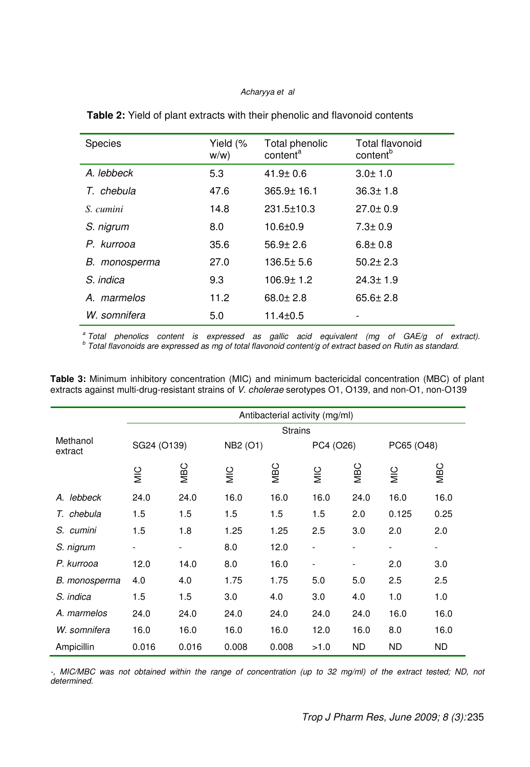**Table 2:** Yield of plant extracts with their phenolic and flavonoid contents

| Species | Yield (% w/w) | Total phenolic content[a] | Total flavonoid content[b] |
|---|---|---|---|
| *A. lebbeck* | 5.3 | 41.9± 0.6 | 3.0± 1.0 |
| *T. chebula* | 47.6 | 365.9± 16.1 | 36.3± 1.8 |
| *S. cumini* | 14.8 | 231.5±10.3 | 27.0± 0.9 |
| *S. nigrum* | 8.0 | 10.6±0.9 | 7.3± 0.9 |
| *P. kurrooa* | 35.6 | 56.9± 2.6 | 6.8± 0.8 |
| *B. monosperma* | 27.0 | 136.5± 5.6 | 50.2± 2.3 |
| *S. indica* | 9.3 | 106.9± 1.2 | 24.3± 1.9 |
| *A. marmelos* | 11.2 | 68.0± 2.8 | 65.6± 2.8 |
| *W. somnifera* | 5.0 | 11.4±0.5 | - |

*[a] Total phenolics content is expressed as gallic acid equivalent (mg of GAE/g of extract).*
*[b] Total flavonoids are expressed as mg of total flavonoid content/g of extract based on Rutin as standard.*

**Table 3:** Minimum inhibitory concentration (MIC) and minimum bactericidal concentration (MBC) of plant extracts against multi-drug-resistant strains of *V. cholerae* serotypes O1, O139, and non-O1, non-O139

| Methanol extract | Antibacterial activity (mg/ml) | | | | | | | |
|---|---|---|---|---|---|---|---|---|
| | Strains | | | | | | | |
| | SG24 (O139) | | NB2 (O1) | | PC4 (O26) | | PC65 (O48) | |
| | MIC | MBC | MIC | MBC | MIC | MBC | MIC | MBC |
| *A. lebbeck* | 24.0 | 24.0 | 16.0 | 16.0 | 16.0 | 24.0 | 16.0 | 16.0 |
| *T. chebula* | 1.5 | 1.5 | 1.5 | 1.5 | 1.5 | 2.0 | 0.125 | 0.25 |
| *S. cumini* | 1.5 | 1.8 | 1.25 | 1.25 | 2.5 | 3.0 | 2.0 | 2.0 |
| *S. nigrum* | - | - | 8.0 | 12.0 | - | - | - | - |
| *P. kurrooa* | 12.0 | 14.0 | 8.0 | 16.0 | - | - | 2.0 | 3.0 |
| *B. monosperma* | 4.0 | 4.0 | 1.75 | 1.75 | 5.0 | 5.0 | 2.5 | 2.5 |
| *S. indica* | 1.5 | 1.5 | 3.0 | 4.0 | 3.0 | 4.0 | 1.0 | 1.0 |
| *A. marmelos* | 24.0 | 24.0 | 24.0 | 24.0 | 24.0 | 24.0 | 16.0 | 16.0 |
| *W. somnifera* | 16.0 | 16.0 | 16.0 | 16.0 | 12.0 | 16.0 | 8.0 | 16.0 |
| Ampicillin | 0.016 | 0.016 | 0.008 | 0.008 | >1.0 | ND | ND | ND |

*-, MIC/MBC was not obtained within the range of concentration (up to 32 mg/ml) of the extract tested; ND, not determined.*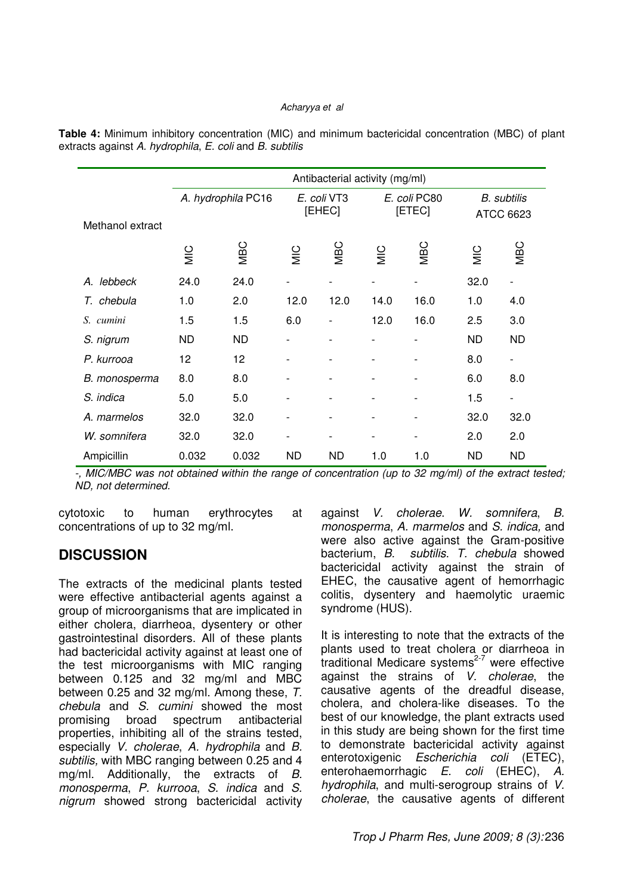**Table 4:** Minimum inhibitory concentration (MIC) and minimum bactericidal concentration (MBC) of plant extracts against *A. hydrophila*, *E. coli* and *B. subtilis*

| Methanol extract | Antibacterial activity (mg/ml) | | | | | | | |
|---|---|---|---|---|---|---|---|---|
| | *A. hydrophila* PC16 | | *E. coli* VT3 [EHEC] | | *E. coli* PC80 [ETEC] | | *B. subtilis* ATCC 6623 | |
| | MIC | MBC | MIC | MBC | MIC | MBC | MIC | MBC |
| *A. lebbeck* | 24.0 | 24.0 | - | - | - | - | 32.0 | - |
| *T. chebula* | 1.0 | 2.0 | 12.0 | 12.0 | 14.0 | 16.0 | 1.0 | 4.0 |
| *S. cumini* | 1.5 | 1.5 | 6.0 | - | 12.0 | 16.0 | 2.5 | 3.0 |
| *S. nigrum* | ND | ND | - | - | - | - | ND | ND |
| *P. kurrooa* | 12 | 12 | - | - | - | - | 8.0 | - |
| *B. monosperma* | 8.0 | 8.0 | - | - | - | - | 6.0 | 8.0 |
| *S. indica* | 5.0 | 5.0 | - | - | - | - | 1.5 | - |
| *A. marmelos* | 32.0 | 32.0 | - | - | - | - | 32.0 | 32.0 |
| *W. somnifera* | 32.0 | 32.0 | - | - | - | - | 2.0 | 2.0 |
| Ampicillin | 0.032 | 0.032 | ND | ND | 1.0 | 1.0 | ND | ND |

*-, MIC/MBC was not obtained within the range of concentration (up to 32 mg/ml) of the extract tested; ND, not determined.*

cytotoxic to human erythrocytes at concentrations of up to 32 mg/ml.

## DISCUSSION

The extracts of the medicinal plants tested were effective antibacterial agents against a group of microorganisms that are implicated in either cholera, diarrhoea, dysentery or other gastrointestinal disorders. All of these plants had bactericidal activity against at least one of the test microorganisms with MIC ranging between 0.125 and 32 mg/ml and MBC between 0.25 and 32 mg/ml. Among these, *T. chebula* and *S. cumini* showed the most promising broad spectrum antibacterial properties, inhibiting all of the strains tested, especially *V. cholerae*, *A. hydrophila* and *B. subtilis,* with MBC ranging between 0.25 and 4 mg/ml. Additionally, the extracts of *B. monosperma*, *P. kurrooa*, *S. indica* and *S. nigrum* showed strong bactericidal activity against *V. cholerae*. *W. somnifera*, *B. monosperma*, *A. marmelos* and *S. indica,* and were also active against the Gram-positive bacterium, *B. subtilis*. *T. chebula* showed bactericidal activity against the strain of EHEC, the causative agent of hemorrhagic colitis, dysentery and haemolytic uraemic syndrome (HUS).

It is interesting to note that the extracts of the plants used to treat cholera or diarrheoa in traditional Medicare systems[2-7] were effective against the strains of *V. cholerae*, the causative agents of the dreadful disease, cholera, and cholera-like diseases. To the best of our knowledge, the plant extracts used in this study are being shown for the first time to demonstrate bactericidal activity against enterotoxigenic *Escherichia coli* (ETEC), enterohaemorrhagic *E. coli* (EHEC), *A. hydrophila*, and multi-serogroup strains of *V. cholerae*, the causative agents of different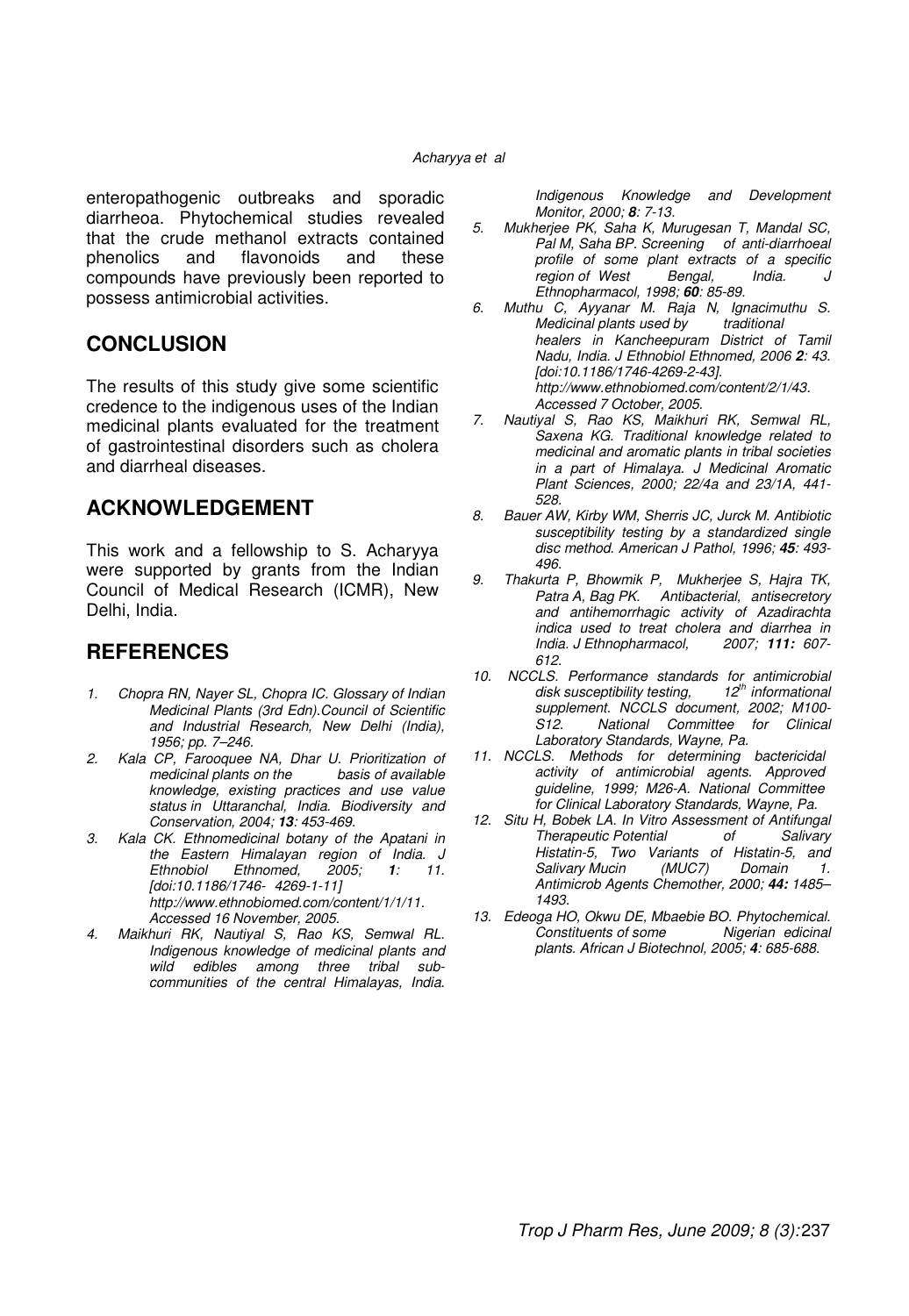enteropathogenic outbreaks and sporadic diarrheoa. Phytochemical studies revealed that the crude methanol extracts contained phenolics and flavonoids and these compounds have previously been reported to possess antimicrobial activities.

## CONCLUSION

The results of this study give some scientific credence to the indigenous uses of the Indian medicinal plants evaluated for the treatment of gastrointestinal disorders such as cholera and diarrheal diseases.

## ACKNOWLEDGEMENT

This work and a fellowship to S. Acharyya were supported by grants from the Indian Council of Medical Research (ICMR), New Delhi, India.

## REFERENCES

1. *Chopra RN, Nayer SL, Chopra IC. Glossary of Indian Medicinal Plants (3rd Edn).Council of Scientific and Industrial Research, New Delhi (India), 1956; pp. 7–246.*
2. *Kala CP, Farooquee NA, Dhar U. Prioritization of medicinal plants on the basis of available knowledge, existing practices and use value status in Uttaranchal, India. Biodiversity and Conservation, 2004;* ***13****: 453-469.*
3. *Kala CK. Ethnomedicinal botany of the Apatani in the Eastern Himalayan region of India. J Ethnobiol Ethnomed, 2005;* ***1****: 11. [doi:10.1186/1746- 4269-1-11] http://www.ethnobiomed.com/content/1/1/11. Accessed 16 November, 2005.*
4. *Maikhuri RK, Nautiyal S, Rao KS, Semwal RL. Indigenous knowledge of medicinal plants and wild edibles among three tribal sub-communities of the central Himalayas, India. Indigenous Knowledge and Development Monitor, 2000;* ***8****: 7-13.*
5. *Mukherjee PK, Saha K, Murugesan T, Mandal SC, Pal M, Saha BP. Screening of anti-diarrhoeal profile of some plant extracts of a specific region of West Bengal, India. J Ethnopharmacol, 1998;* ***60****: 85-89.*
6. *Muthu C, Ayyanar M. Raja N, Ignacimuthu S. Medicinal plants used by traditional healers in Kancheepuram District of Tamil Nadu, India. J Ethnobiol Ethnomed, 2006* ***2****: 43. [doi:10.1186/1746-4269-2-43]. http://www.ethnobiomed.com/content/2/1/43. Accessed 7 October, 2005.*
7. *Nautiyal S, Rao KS, Maikhuri RK, Semwal RL, Saxena KG. Traditional knowledge related to medicinal and aromatic plants in tribal societies in a part of Himalaya. J Medicinal Aromatic Plant Sciences, 2000; 22/4a and 23/1A, 441-528.*
8. *Bauer AW, Kirby WM, Sherris JC, Jurck M. Antibiotic susceptibility testing by a standardized single disc method. American J Pathol, 1996;* ***45****: 493-496.*
9. *Thakurta P, Bhowmik P, Mukherjee S, Hajra TK, Patra A, Bag PK. Antibacterial, antisecretory and antihemorrhagic activity of Azadirachta indica used to treat cholera and diarrhea in India. J Ethnopharmacol, 2007;* ***111:*** *607-612.*
10. *NCCLS. Performance standards for antimicrobial disk susceptibility testing, 12th informational supplement. NCCLS document, 2002; M100-S12. National Committee for Clinical Laboratory Standards, Wayne, Pa.*
11. *NCCLS. Methods for determining bactericidal activity of antimicrobial agents. Approved guideline, 1999; M26-A. National Committee for Clinical Laboratory Standards, Wayne, Pa.*
12. *Situ H, Bobek LA. In Vitro Assessment of Antifungal Therapeutic Potential of Salivary Histatin-5, Two Variants of Histatin-5, and Salivary Mucin (MUC7) Domain 1. Antimicrob Agents Chemother, 2000;* ***44:*** *1485–1493.*
13. *Edeoga HO, Okwu DE, Mbaebie BO. Phytochemical. Constituents of some Nigerian edicinal plants. African J Biotechnol, 2005;* ***4****: 685-688.*